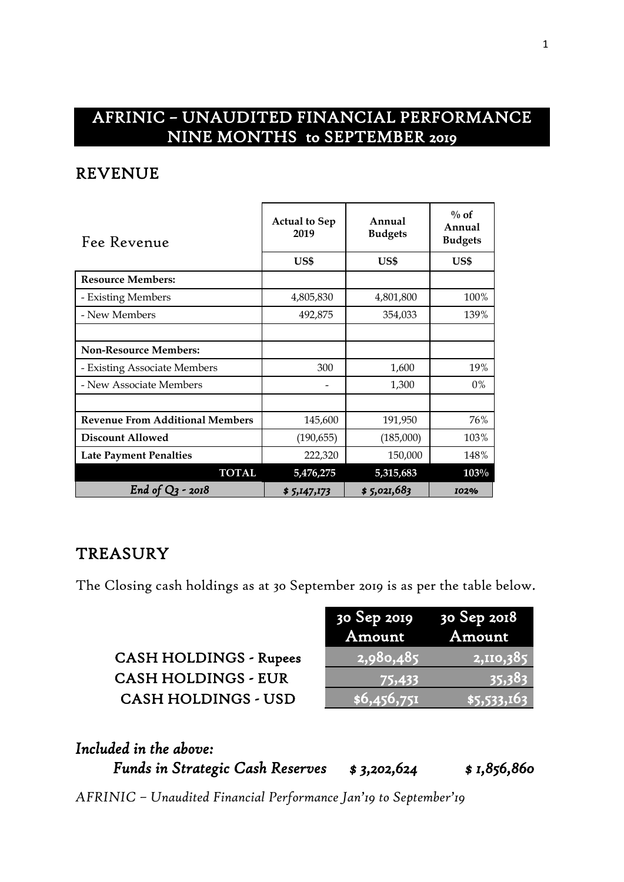# AFRINIC – UNAUDITED FINANCIAL PERFORMANCE NINE MONTHS to SEPTEMBER 2019

## REVENUE

| Fee Revenue | Actual to Sep 2019 | Annual Budgets | % of Annual Budgets |
|---|---|---|---|
| | US$ | US$ | US$ |
| **Resource Members:** | | | |
| - Existing Members | 4,805,830 | 4,801,800 | 100% |
| - New Members | 492,875 | 354,033 | 139% |
| | | | |
| **Non-Resource Members:** | | | |
| - Existing Associate Members | 300 | 1,600 | 19% |
| - New Associate Members | - | 1,300 | 0% |
| | | | |
| **Revenue From Additional Members** | 145,600 | 191,950 | 76% |
| **Discount Allowed** | (190,655) | (185,000) | 103% |
| **Late Payment Penalties** | 222,320 | 150,000 | 148% |
| **TOTAL** | **5,476,275** | **5,315,683** | **103%** |
| *End of Q3 - 2018* | *$ 5,147,173* | *$ 5,021,683* | *102%* |

## TREASURY

The Closing cash holdings as at 30 September 2019 is as per the table below.

| | 30 Sep 2019 Amount | 30 Sep 2018 Amount |
|---|---|---|
| CASH HOLDINGS - Rupees | 2,980,485 | 2,110,385 |
| CASH HOLDINGS - EUR | 75,433 | 35,383 |
| CASH HOLDINGS - USD | $6,456,751 | $5,533,163 |

***Included in the above:***

***Funds in Strategic Cash Reserves*** ***$ 3,202,624*** ***$ 1,856,860***

*AFRINIC – Unaudited Financial Performance Jan'19 to September'19*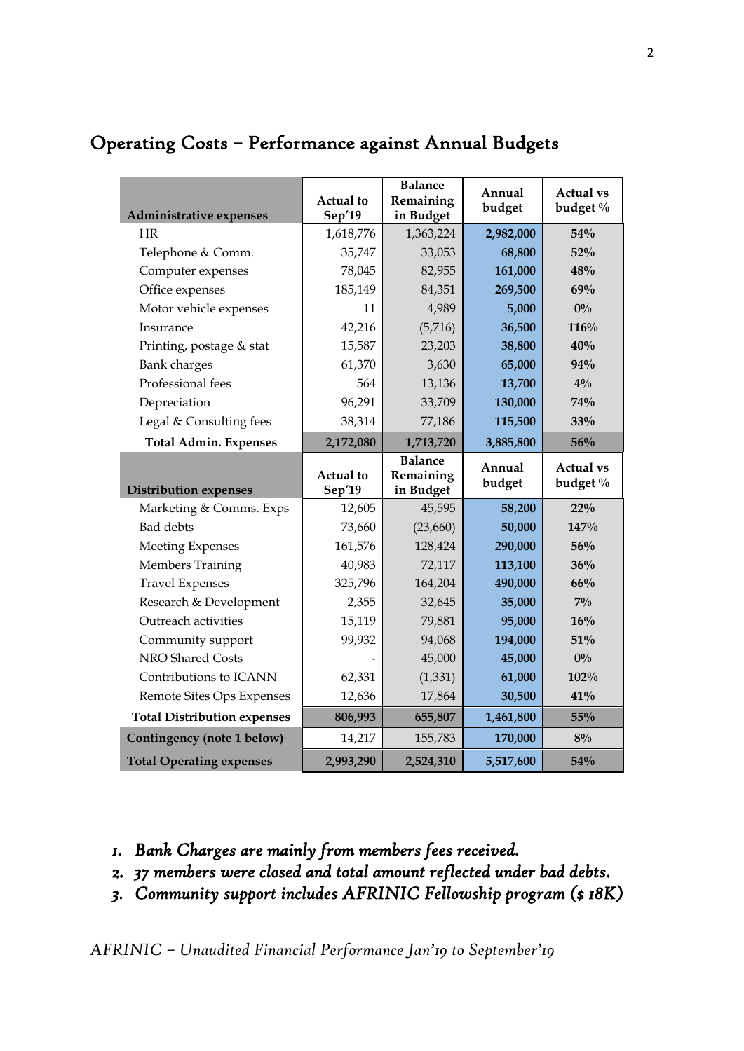## Operating Costs – Performance against Annual Budgets

| Administrative expenses | Actual to Sep'19 | Balance Remaining in Budget | Annual budget | Actual vs budget % |
|---|---|---|---|---|
| HR | 1,618,776 | 1,363,224 | **2,982,000** | **54%** |
| Telephone & Comm. | 35,747 | 33,053 | **68,800** | **52%** |
| Computer expenses | 78,045 | 82,955 | **161,000** | **48%** |
| Office expenses | 185,149 | 84,351 | **269,500** | **69%** |
| Motor vehicle expenses | 11 | 4,989 | **5,000** | **0%** |
| Insurance | 42,216 | (5,716) | **36,500** | **116%** |
| Printing, postage & stat | 15,587 | 23,203 | **38,800** | **40%** |
| Bank charges | 61,370 | 3,630 | **65,000** | **94%** |
| Professional fees | 564 | 13,136 | **13,700** | **4%** |
| Depreciation | 96,291 | 33,709 | **130,000** | **74%** |
| Legal & Consulting fees | 38,314 | 77,186 | **115,500** | **33%** |
| **Total Admin. Expenses** | **2,172,080** | **1,713,720** | **3,885,800** | **56%** |
| **Distribution expenses** | **Actual to Sep'19** | **Balance Remaining in Budget** | **Annual budget** | **Actual vs budget %** |
| Marketing & Comms. Exps | 12,605 | 45,595 | **58,200** | **22%** |
| Bad debts | 73,660 | (23,660) | **50,000** | **147%** |
| Meeting Expenses | 161,576 | 128,424 | **290,000** | **56%** |
| Members Training | 40,983 | 72,117 | **113,100** | **36%** |
| Travel Expenses | 325,796 | 164,204 | **490,000** | **66%** |
| Research & Development | 2,355 | 32,645 | **35,000** | **7%** |
| Outreach activities | 15,119 | 79,881 | **95,000** | **16%** |
| Community support | 99,932 | 94,068 | **194,000** | **51%** |
| NRO Shared Costs | - | 45,000 | **45,000** | **0%** |
| Contributions to ICANN | 62,331 | (1,331) | **61,000** | **102%** |
| Remote Sites Ops Expenses | 12,636 | 17,864 | **30,500** | **41%** |
| **Total Distribution expenses** | **806,993** | **655,807** | **1,461,800** | **55%** |
| **Contingency (note 1 below)** | 14,217 | 155,783 | **170,000** | **8%** |
| **Total Operating expenses** | **2,993,290** | **2,524,310** | **5,517,600** | **54%** |

1. *Bank Charges are mainly from members fees received.*
2. *37 members were closed and total amount reflected under bad debts.*
3. *Community support includes AFRINIC Fellowship program ($ 18K)*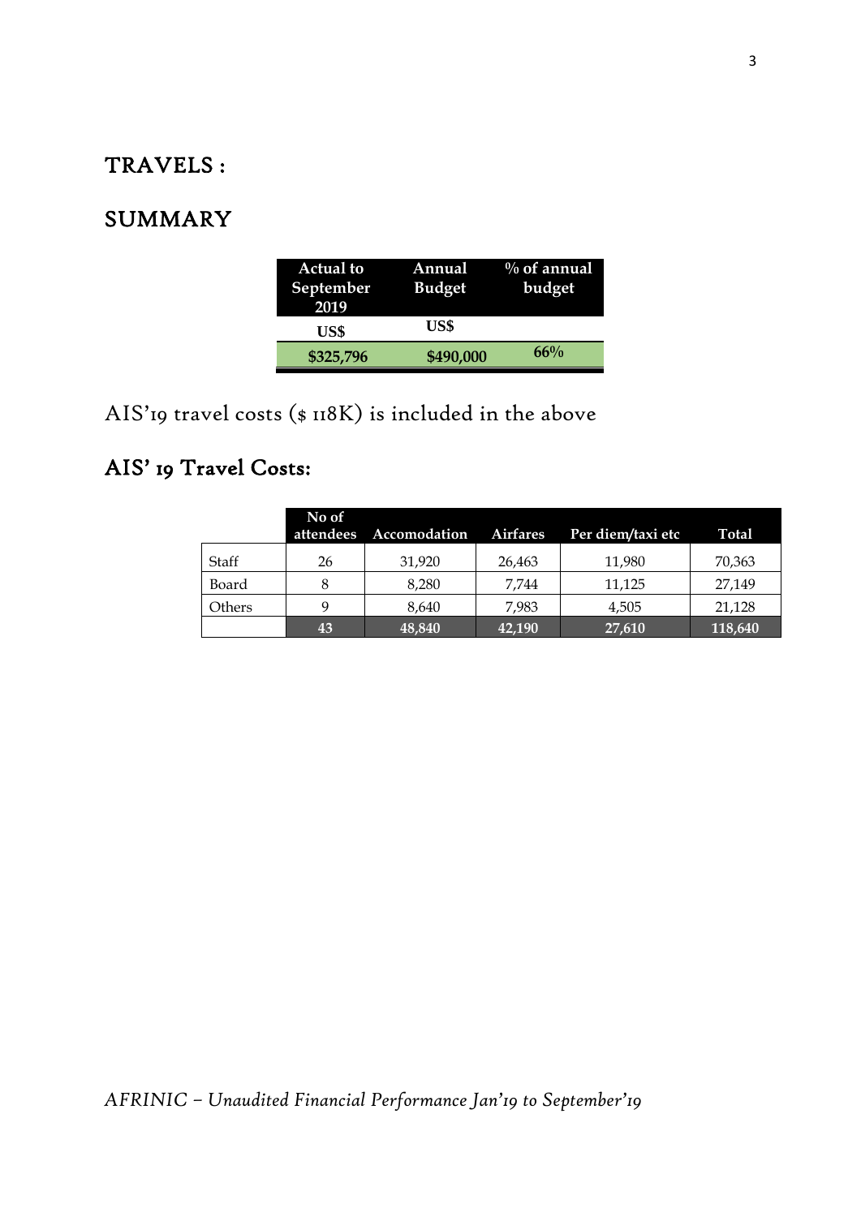# TRAVELS :

## SUMMARY

| Actual to September 2019 | Annual Budget | % of annual budget |
|---|---|---|
| **US$** | **US$** | |
| **$325,796** | **$490,000** | **66%** |

AIS'19 travel costs ($ 118K) is included in the above

## AIS' 19 Travel Costs:

| | No of attendees | Accomodation | Airfares | Per diem/taxi etc | Total |
|---|---|---|---|---|---|
| Staff | 26 | 31,920 | 26,463 | 11,980 | 70,363 |
| Board | 8 | 8,280 | 7,744 | 11,125 | 27,149 |
| Others | 9 | 8,640 | 7,983 | 4,505 | 21,128 |
| | **43** | **48,840** | **42,190** | **27,610** | **118,640** |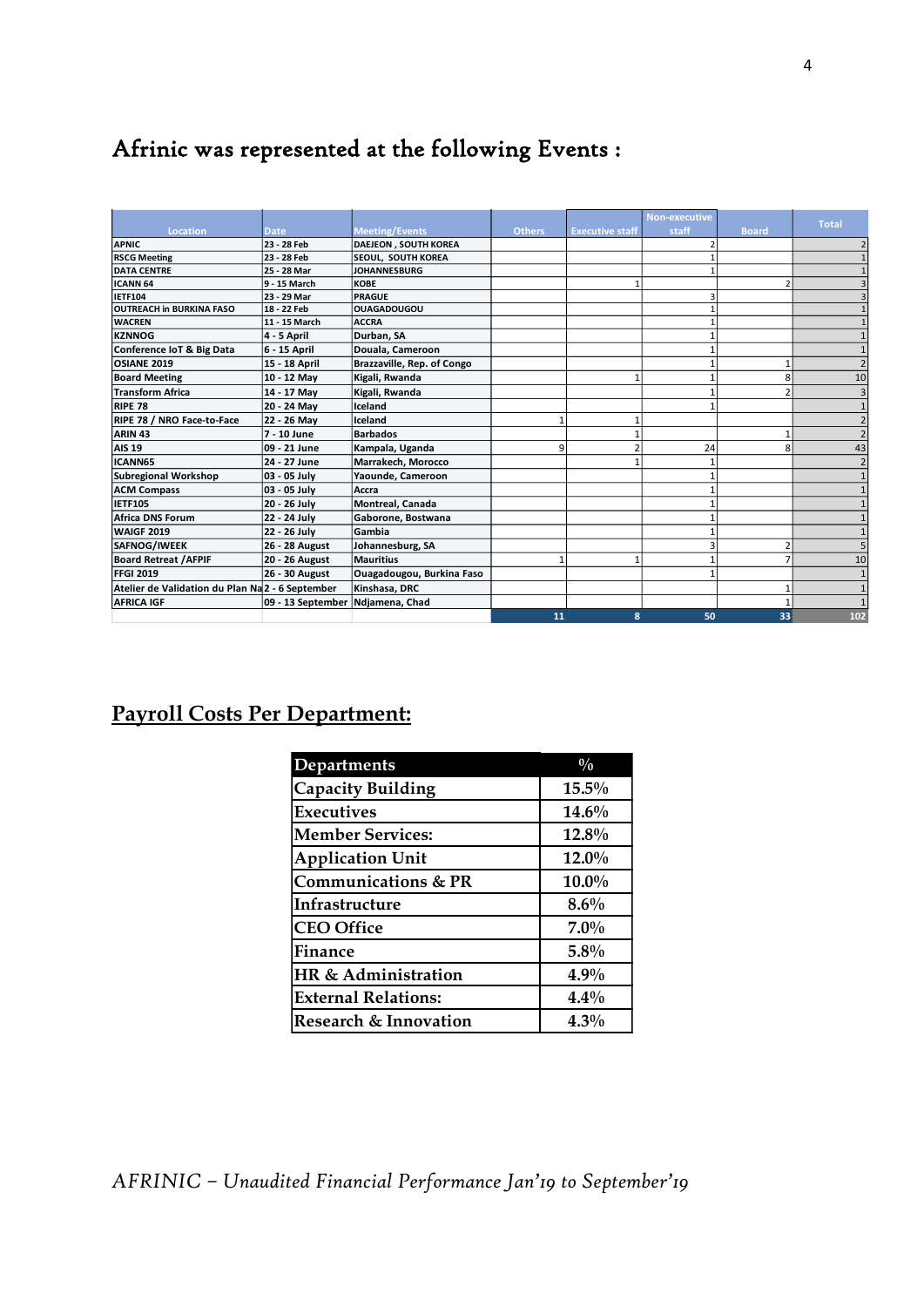# Afrinic was represented at the following Events :

| Location | Date | Meeting/Events | Others | Executive staff | Non-executive staff | Board | Total |
|---|---|---|---|---|---|---|---|
| APNIC | 23 - 28 Feb | DAEJEON , SOUTH KOREA | | | 2 | | 2 |
| RSCG Meeting | 23 - 28 Feb | SEOUL, SOUTH KOREA | | | 1 | | 1 |
| DATA CENTRE | 25 - 28 Mar | JOHANNESBURG | | | 1 | | 1 |
| ICANN 64 | 9 - 15 March | KOBE | | 1 | | 2 | 3 |
| IETF104 | 23 - 29 Mar | PRAGUE | | | 3 | | 3 |
| OUTREACH in BURKINA FASO | 18 - 22 Feb | OUAGADOUGOU | | | 1 | | 1 |
| WACREN | 11 - 15 March | ACCRA | | | 1 | | 1 |
| KZNNOG | 4 - 5 April | Durban, SA | | | 1 | | 1 |
| Conference IoT & Big Data | 6 - 15 April | Douala, Cameroon | | | 1 | | 1 |
| OSIANE 2019 | 15 - 18 April | Brazzaville, Rep. of Congo | | | 1 | 1 | 2 |
| Board Meeting | 10 - 12 May | Kigali, Rwanda | | 1 | 1 | 8 | 10 |
| Transform Africa | 14 - 17 May | Kigali, Rwanda | | | 1 | 2 | 3 |
| RIPE 78 | 20 - 24 May | Iceland | | | 1 | | 1 |
| RIPE 78 / NRO Face-to-Face | 22 - 26 May | Iceland | 1 | 1 | | | 2 |
| ARIN 43 | 7 - 10 June | Barbados | | 1 | | 1 | 2 |
| AIS 19 | 09 - 21 June | Kampala, Uganda | 9 | 2 | 24 | 8 | 43 |
| ICANN65 | 24 - 27 June | Marrakech, Morocco | | 1 | 1 | | 2 |
| Subregional Workshop | 03 - 05 July | Yaounde, Cameroon | | | 1 | | 1 |
| ACM Compass | 03 - 05 July | Accra | | | 1 | | 1 |
| IETF105 | 20 - 26 July | Montreal, Canada | | | 1 | | 1 |
| Africa DNS Forum | 22 - 24 July | Gaborone, Bostwana | | | 1 | | 1 |
| WAIGF 2019 | 22 - 26 July | Gambia | | | 1 | | 1 |
| SAFNOG/IWEEK | 26 - 28 August | Johannesburg, SA | | | 3 | 2 | 5 |
| Board Retreat /AFPIF | 20 - 26 August | Mauritius | 1 | 1 | 1 | 7 | 10 |
| FFGI 2019 | 26 - 30 August | Ouagadougou, Burkina Faso | | | 1 | | 1 |
| Atelier de Validation du Plan Na | 2 - 6 September | Kinshasa, DRC | | | | 1 | 1 |
| AFRICA IGF | 09 - 13 September | Ndjamena, Chad | | | | 1 | 1 |
| | | | 11 | 8 | 50 | 33 | 102 |

## Payroll Costs Per Department:

| Departments | % |
|---|---|
| Capacity Building | 15.5% |
| Executives | 14.6% |
| Member Services: | 12.8% |
| Application Unit | 12.0% |
| Communications & PR | 10.0% |
| Infrastructure | 8.6% |
| CEO Office | 7.0% |
| Finance | 5.8% |
| HR & Administration | 4.9% |
| External Relations: | 4.4% |
| Research & Innovation | 4.3% |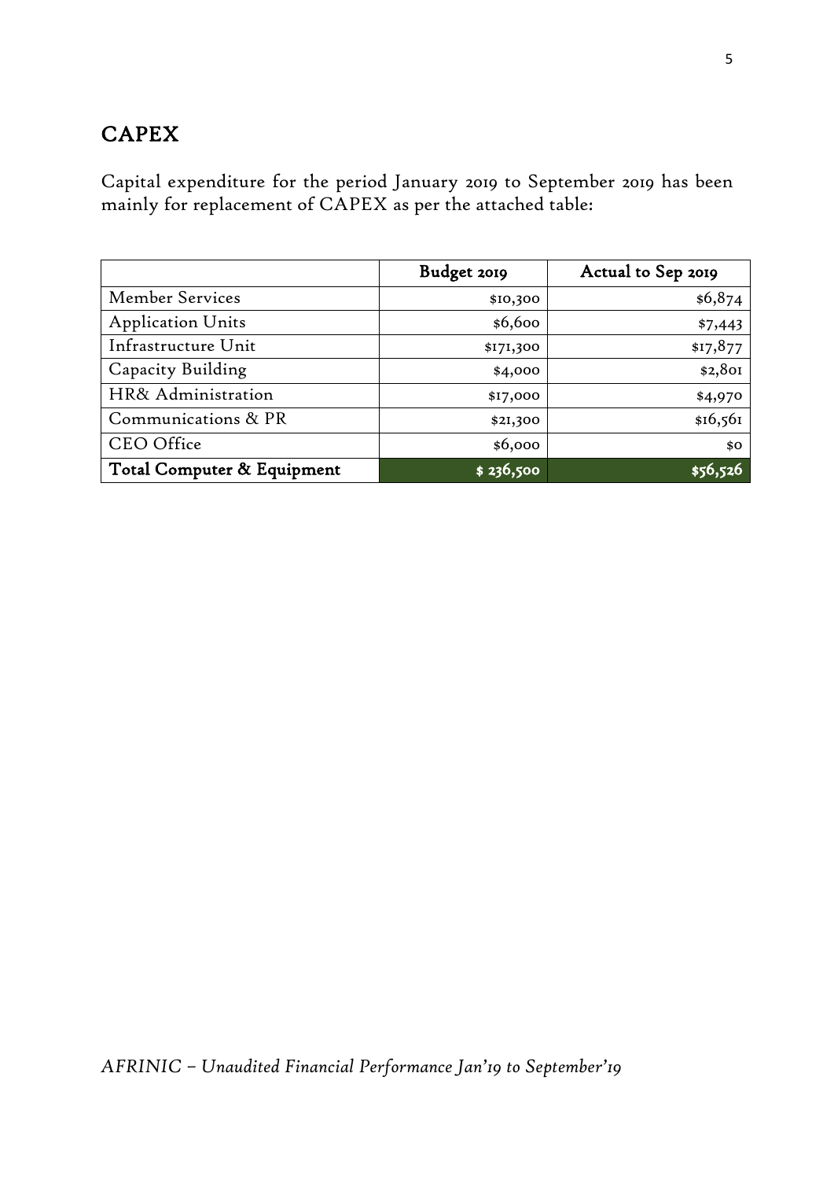## CAPEX

Capital expenditure for the period January 2019 to September 2019 has been mainly for replacement of CAPEX as per the attached table:

| | Budget 2019 | Actual to Sep 2019 |
|---|---|---|
| Member Services | $10,300 | $6,874 |
| Application Units | $6,600 | $7,443 |
| Infrastructure Unit | $171,300 | $17,877 |
| Capacity Building | $4,000 | $2,801 |
| HR& Administration | $17,000 | $4,970 |
| Communications & PR | $21,300 | $16,561 |
| CEO Office | $6,000 | $0 |
| **Total Computer & Equipment** | **$ 236,500** | **$56,526** |